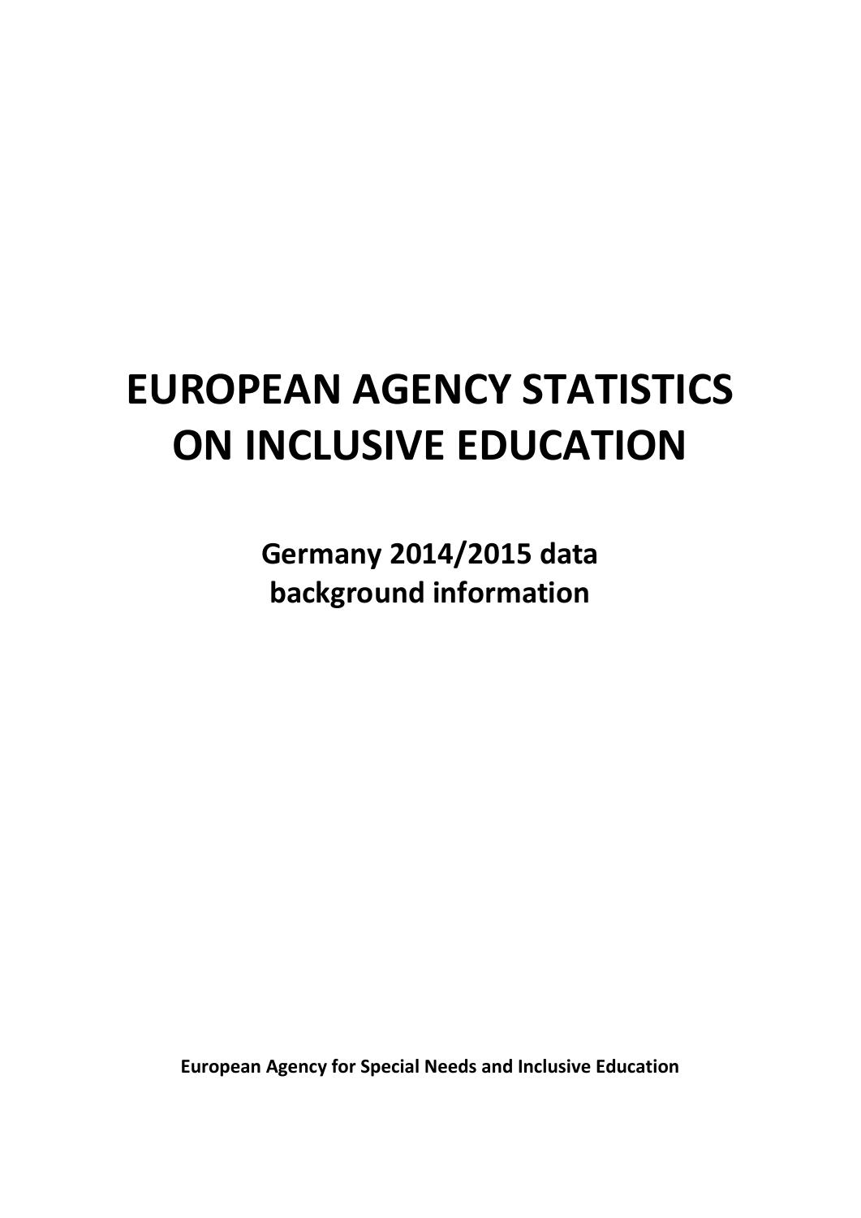# EUROPEAN AGENCY STATISTICS ON INCLUSIVE EDUCATION

## Germany 2014/2015 data background information

**European Agency for Special Needs and Inclusive Education**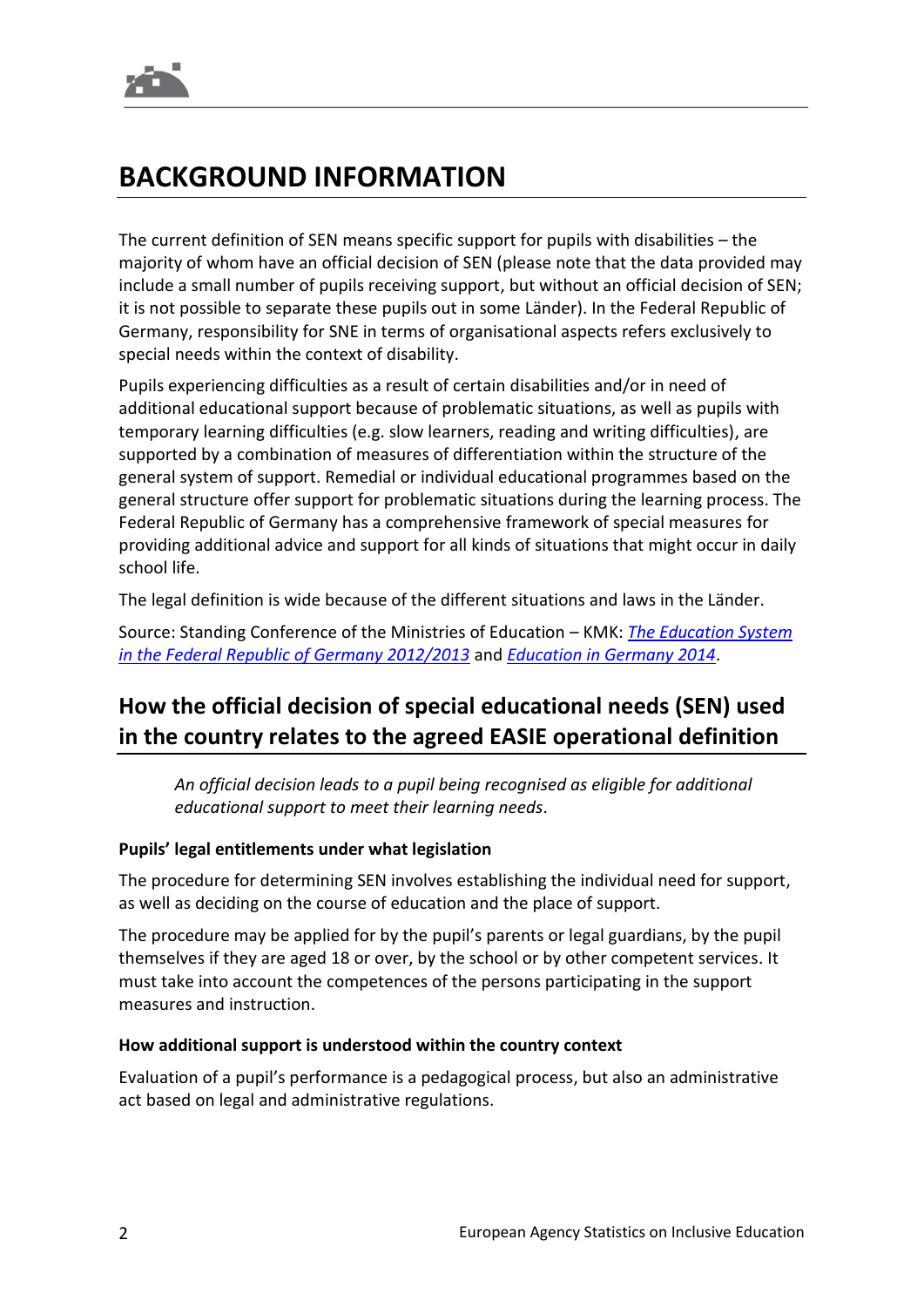# BACKGROUND INFORMATION

The current definition of SEN means specific support for pupils with disabilities – the majority of whom have an official decision of SEN (please note that the data provided may include a small number of pupils receiving support, but without an official decision of SEN; it is not possible to separate these pupils out in some Länder). In the Federal Republic of Germany, responsibility for SNE in terms of organisational aspects refers exclusively to special needs within the context of disability.

Pupils experiencing difficulties as a result of certain disabilities and/or in need of additional educational support because of problematic situations, as well as pupils with temporary learning difficulties (e.g. slow learners, reading and writing difficulties), are supported by a combination of measures of differentiation within the structure of the general system of support. Remedial or individual educational programmes based on the general structure offer support for problematic situations during the learning process. The Federal Republic of Germany has a comprehensive framework of special measures for providing additional advice and support for all kinds of situations that might occur in daily school life.

The legal definition is wide because of the different situations and laws in the Länder.

Source: Standing Conference of the Ministries of Education – KMK: *The Education System in the Federal Republic of Germany 2012/2013* and *Education in Germany 2014*.

## How the official decision of special educational needs (SEN) used in the country relates to the agreed EASIE operational definition

> *An official decision leads to a pupil being recognised as eligible for additional educational support to meet their learning needs.*

### Pupils' legal entitlements under what legislation

The procedure for determining SEN involves establishing the individual need for support, as well as deciding on the course of education and the place of support.

The procedure may be applied for by the pupil's parents or legal guardians, by the pupil themselves if they are aged 18 or over, by the school or by other competent services. It must take into account the competences of the persons participating in the support measures and instruction.

### How additional support is understood within the country context

Evaluation of a pupil's performance is a pedagogical process, but also an administrative act based on legal and administrative regulations.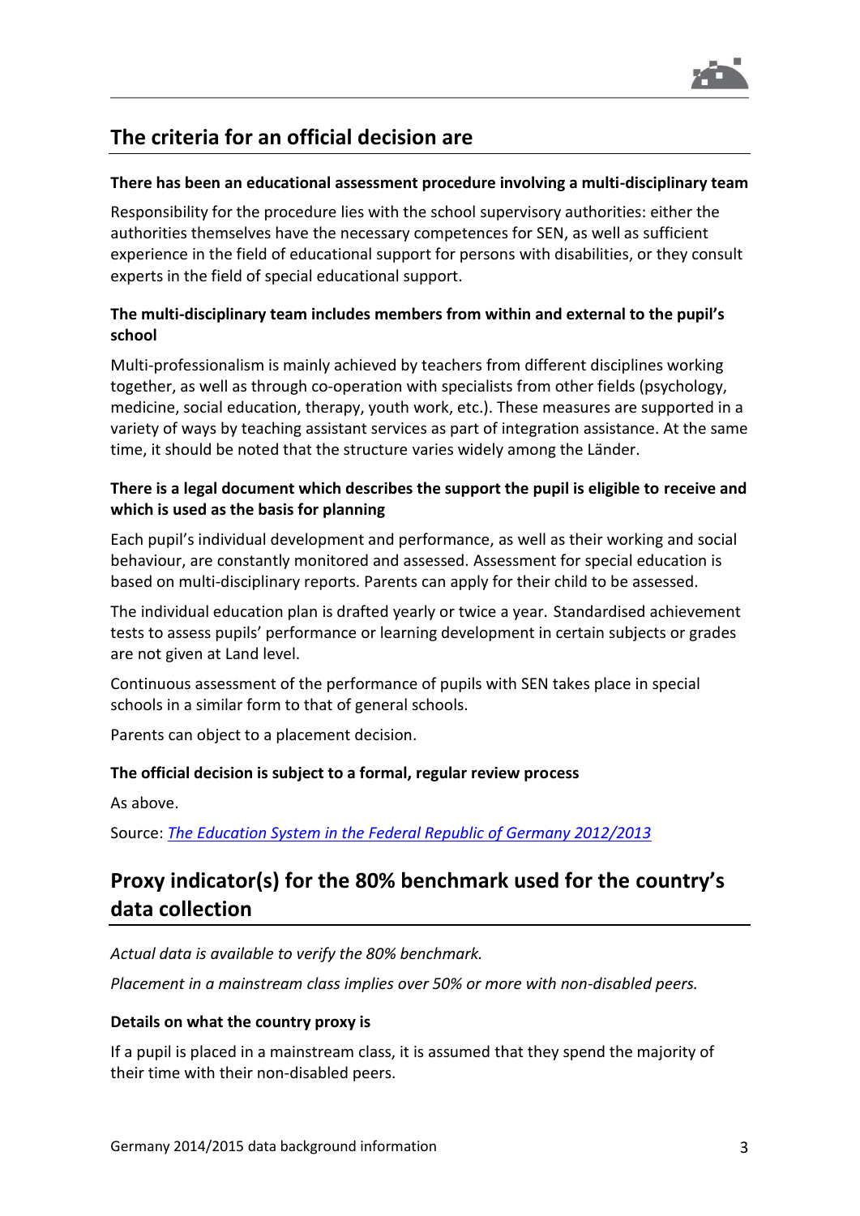## The criteria for an official decision are

**There has been an educational assessment procedure involving a multi-disciplinary team**

Responsibility for the procedure lies with the school supervisory authorities: either the authorities themselves have the necessary competences for SEN, as well as sufficient experience in the field of educational support for persons with disabilities, or they consult experts in the field of special educational support.

**The multi-disciplinary team includes members from within and external to the pupil's school**

Multi-professionalism is mainly achieved by teachers from different disciplines working together, as well as through co-operation with specialists from other fields (psychology, medicine, social education, therapy, youth work, etc.). These measures are supported in a variety of ways by teaching assistant services as part of integration assistance. At the same time, it should be noted that the structure varies widely among the Länder.

**There is a legal document which describes the support the pupil is eligible to receive and which is used as the basis for planning**

Each pupil's individual development and performance, as well as their working and social behaviour, are constantly monitored and assessed. Assessment for special education is based on multi-disciplinary reports. Parents can apply for their child to be assessed.

The individual education plan is drafted yearly or twice a year. Standardised achievement tests to assess pupils' performance or learning development in certain subjects or grades are not given at Land level.

Continuous assessment of the performance of pupils with SEN takes place in special schools in a similar form to that of general schools.

Parents can object to a placement decision.

**The official decision is subject to a formal, regular review process**

As above.

Source: [The Education System in the Federal Republic of Germany 2012/2013]()

## Proxy indicator(s) for the 80% benchmark used for the country's data collection

*Actual data is available to verify the 80% benchmark.*

*Placement in a mainstream class implies over 50% or more with non-disabled peers.*

**Details on what the country proxy is**

If a pupil is placed in a mainstream class, it is assumed that they spend the majority of their time with their non-disabled peers.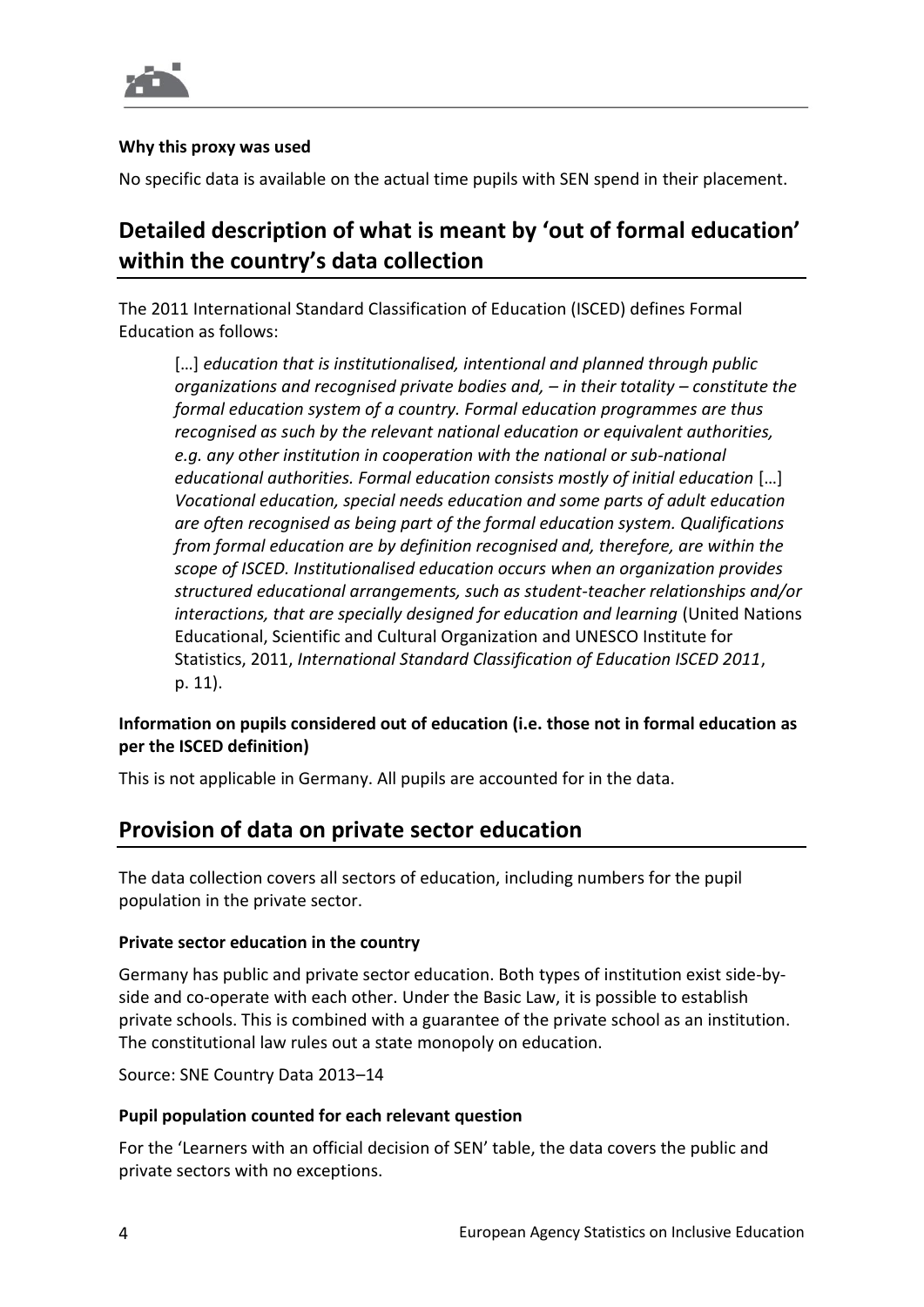#### Why this proxy was used

No specific data is available on the actual time pupils with SEN spend in their placement.

## Detailed description of what is meant by 'out of formal education' within the country's data collection

The 2011 International Standard Classification of Education (ISCED) defines Formal Education as follows:

> […] *education that is institutionalised, intentional and planned through public organizations and recognised private bodies and, – in their totality – constitute the formal education system of a country. Formal education programmes are thus recognised as such by the relevant national education or equivalent authorities, e.g. any other institution in cooperation with the national or sub-national educational authorities. Formal education consists mostly of initial education* […] *Vocational education, special needs education and some parts of adult education are often recognised as being part of the formal education system. Qualifications from formal education are by definition recognised and, therefore, are within the scope of ISCED. Institutionalised education occurs when an organization provides structured educational arrangements, such as student-teacher relationships and/or interactions, that are specially designed for education and learning* (United Nations Educational, Scientific and Cultural Organization and UNESCO Institute for Statistics, 2011, *International Standard Classification of Education ISCED 2011*, p. 11).

#### Information on pupils considered out of education (i.e. those not in formal education as per the ISCED definition)

This is not applicable in Germany. All pupils are accounted for in the data.

## Provision of data on private sector education

The data collection covers all sectors of education, including numbers for the pupil population in the private sector.

#### Private sector education in the country

Germany has public and private sector education. Both types of institution exist side-by-side and co-operate with each other. Under the Basic Law, it is possible to establish private schools. This is combined with a guarantee of the private school as an institution. The constitutional law rules out a state monopoly on education.

Source: SNE Country Data 2013–14

#### Pupil population counted for each relevant question

For the 'Learners with an official decision of SEN' table, the data covers the public and private sectors with no exceptions.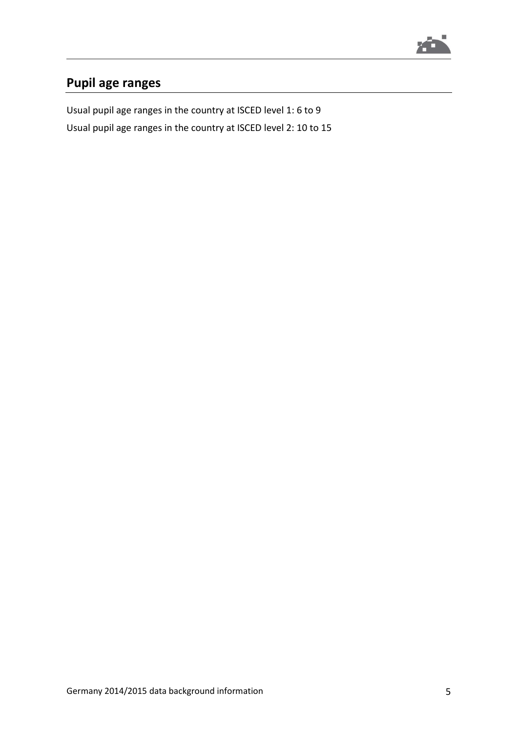## Pupil age ranges

Usual pupil age ranges in the country at ISCED level 1: 6 to 9

Usual pupil age ranges in the country at ISCED level 2: 10 to 15